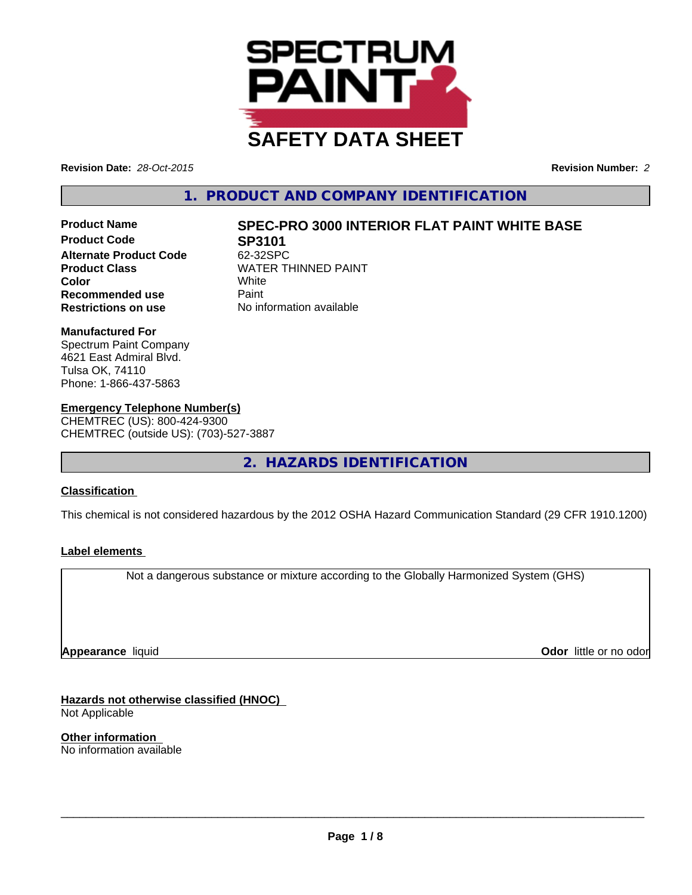# SAFETY DATA SHEET

**Revision Date:** *28-Oct-2015* **Revision Number:** *2*

## 1. PRODUCT AND COMPANY IDENTIFICATION

| | |
|---|---|
| **Product Name** | **SPEC-PRO 3000 INTERIOR FLAT PAINT WHITE BASE** |
| **Product Code** | **SP3101** |
| **Alternate Product Code** | 62-32SPC |
| **Product Class** | WATER THINNED PAINT |
| **Color** | White |
| **Recommended use** | Paint |
| **Restrictions on use** | No information available |

**Manufactured For**
Spectrum Paint Company
4621 East Admiral Blvd.
Tulsa OK, 74110
Phone: 1-866-437-5863

**Emergency Telephone Number(s)**
CHEMTREC (US): 800-424-9300
CHEMTREC (outside US): (703)-527-3887

## 2. HAZARDS IDENTIFICATION

**Classification**

This chemical is not considered hazardous by the 2012 OSHA Hazard Communication Standard (29 CFR 1910.1200)

**Label elements**

Not a dangerous substance or mixture according to the Globally Harmonized System (GHS)

**Appearance** liquid **Odor** little or no odor

**Hazards not otherwise classified (HNOC)**
Not Applicable

**Other information**
No information available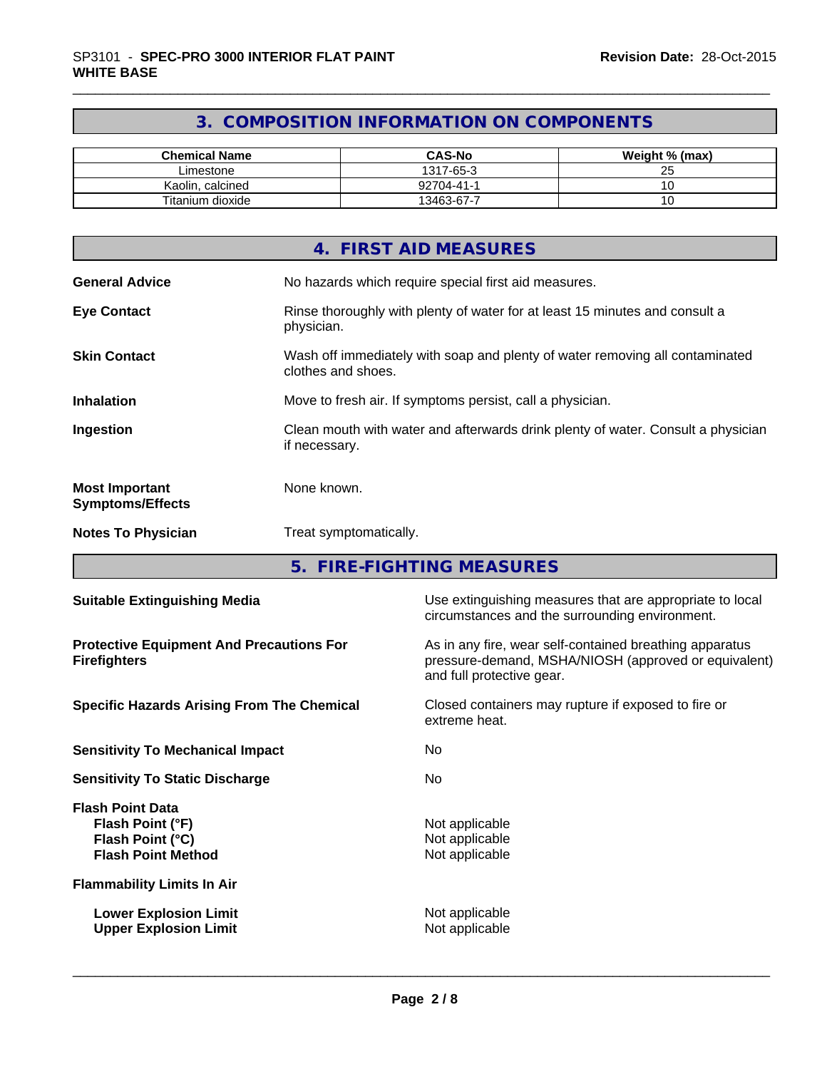## 3. COMPOSITION INFORMATION ON COMPONENTS

| Chemical Name | CAS-No | Weight % (max) |
|---|---|---|
| Limestone | 1317-65-3 | 25 |
| Kaolin, calcined | 92704-41-1 | 10 |
| Titanium dioxide | 13463-67-7 | 10 |

## 4. FIRST AID MEASURES

**General Advice** No hazards which require special first aid measures.

**Eye Contact** Rinse thoroughly with plenty of water for at least 15 minutes and consult a physician.

**Skin Contact** Wash off immediately with soap and plenty of water removing all contaminated clothes and shoes.

**Inhalation** Move to fresh air. If symptoms persist, call a physician.

**Ingestion** Clean mouth with water and afterwards drink plenty of water. Consult a physician if necessary.

**Most Important Symptoms/Effects** None known.

**Notes To Physician** Treat symptomatically.

## 5. FIRE-FIGHTING MEASURES

**Suitable Extinguishing Media** Use extinguishing measures that are appropriate to local circumstances and the surrounding environment.

**Protective Equipment And Precautions For Firefighters** As in any fire, wear self-contained breathing apparatus pressure-demand, MSHA/NIOSH (approved or equivalent) and full protective gear.

**Specific Hazards Arising From The Chemical** Closed containers may rupture if exposed to fire or extreme heat.

**Sensitivity To Mechanical Impact** No

**Sensitivity To Static Discharge** No

**Flash Point Data**
**Flash Point (°F)** Not applicable
**Flash Point (°C)** Not applicable
**Flash Point Method** Not applicable

**Flammability Limits In Air**

**Lower Explosion Limit** Not applicable
**Upper Explosion Limit** Not applicable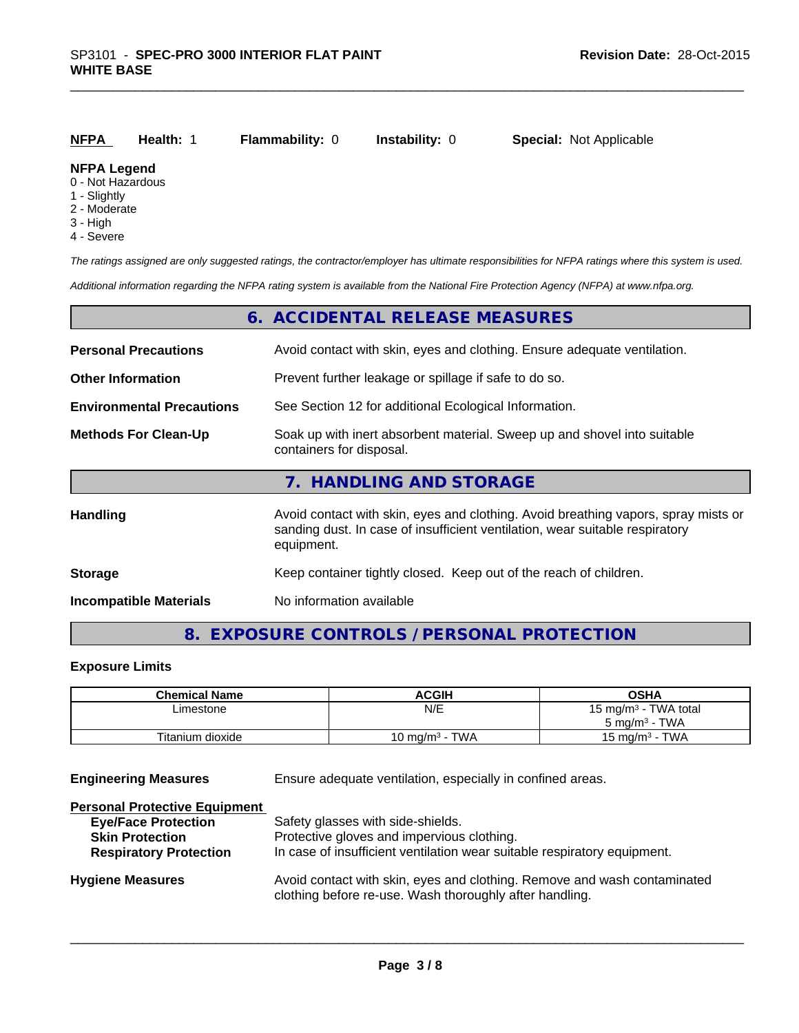**NFPA** **Health:** 1 **Flammability:** 0 **Instability:** 0 **Special:** Not Applicable

**NFPA Legend**
- 0 - Not Hazardous
- 1 - Slightly
- 2 - Moderate
- 3 - High
- 4 - Severe

*The ratings assigned are only suggested ratings, the contractor/employer has ultimate responsibilities for NFPA ratings where this system is used.*

*Additional information regarding the NFPA rating system is available from the National Fire Protection Agency (NFPA) at www.nfpa.org.*

## 6. ACCIDENTAL RELEASE MEASURES

**Personal Precautions** Avoid contact with skin, eyes and clothing. Ensure adequate ventilation.

**Other Information** Prevent further leakage or spillage if safe to do so.

**Environmental Precautions** See Section 12 for additional Ecological Information.

**Methods For Clean-Up** Soak up with inert absorbent material. Sweep up and shovel into suitable containers for disposal.

## 7. HANDLING AND STORAGE

**Handling** Avoid contact with skin, eyes and clothing. Avoid breathing vapors, spray mists or sanding dust. In case of insufficient ventilation, wear suitable respiratory equipment.

**Storage** Keep container tightly closed. Keep out of the reach of children.

**Incompatible Materials** No information available

## 8. EXPOSURE CONTROLS / PERSONAL PROTECTION

**Exposure Limits**

| Chemical Name | ACGIH | OSHA |
|---|---|---|
| Limestone | N/E | 15 mg/m$^3$ - TWA total<br>5 mg/m$^3$ - TWA |
| Titanium dioxide | 10 mg/m$^3$ - TWA | 15 mg/m$^3$ - TWA |

**Engineering Measures** Ensure adequate ventilation, especially in confined areas.

**Personal Protective Equipment**
- **Eye/Face Protection** Safety glasses with side-shields.
- **Skin Protection** Protective gloves and impervious clothing.
- **Respiratory Protection** In case of insufficient ventilation wear suitable respiratory equipment.

**Hygiene Measures** Avoid contact with skin, eyes and clothing. Remove and wash contaminated clothing before re-use. Wash thoroughly after handling.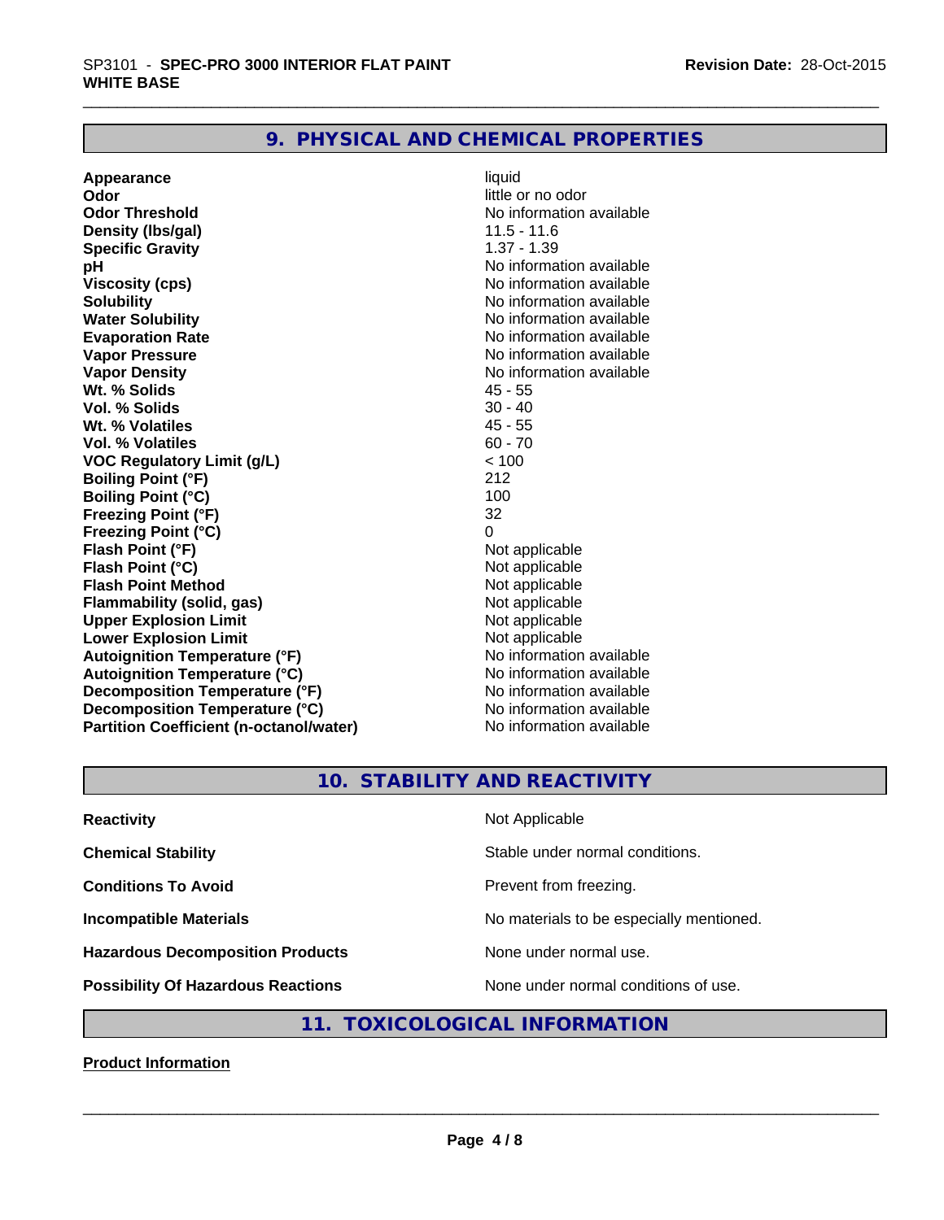## 9. PHYSICAL AND CHEMICAL PROPERTIES

| | |
|---|---|
| **Appearance** | liquid |
| **Odor** | little or no odor |
| **Odor Threshold** | No information available |
| **Density (lbs/gal)** | 11.5 - 11.6 |
| **Specific Gravity** | 1.37 - 1.39 |
| **pH** | No information available |
| **Viscosity (cps)** | No information available |
| **Solubility** | No information available |
| **Water Solubility** | No information available |
| **Evaporation Rate** | No information available |
| **Vapor Pressure** | No information available |
| **Vapor Density** | No information available |
| **Wt. % Solids** | 45 - 55 |
| **Vol. % Solids** | 30 - 40 |
| **Wt. % Volatiles** | 45 - 55 |
| **Vol. % Volatiles** | 60 - 70 |
| **VOC Regulatory Limit (g/L)** | < 100 |
| **Boiling Point (°F)** | 212 |
| **Boiling Point (°C)** | 100 |
| **Freezing Point (°F)** | 32 |
| **Freezing Point (°C)** | 0 |
| **Flash Point (°F)** | Not applicable |
| **Flash Point (°C)** | Not applicable |
| **Flash Point Method** | Not applicable |
| **Flammability (solid, gas)** | Not applicable |
| **Upper Explosion Limit** | Not applicable |
| **Lower Explosion Limit** | Not applicable |
| **Autoignition Temperature (°F)** | No information available |
| **Autoignition Temperature (°C)** | No information available |
| **Decomposition Temperature (°F)** | No information available |
| **Decomposition Temperature (°C)** | No information available |
| **Partition Coefficient (n-octanol/water)** | No information available |

## 10. STABILITY AND REACTIVITY

| | |
|---|---|
| **Reactivity** | Not Applicable |
| **Chemical Stability** | Stable under normal conditions. |
| **Conditions To Avoid** | Prevent from freezing. |
| **Incompatible Materials** | No materials to be especially mentioned. |
| **Hazardous Decomposition Products** | None under normal use. |
| **Possibility Of Hazardous Reactions** | None under normal conditions of use. |

## 11. TOXICOLOGICAL INFORMATION

**Product Information**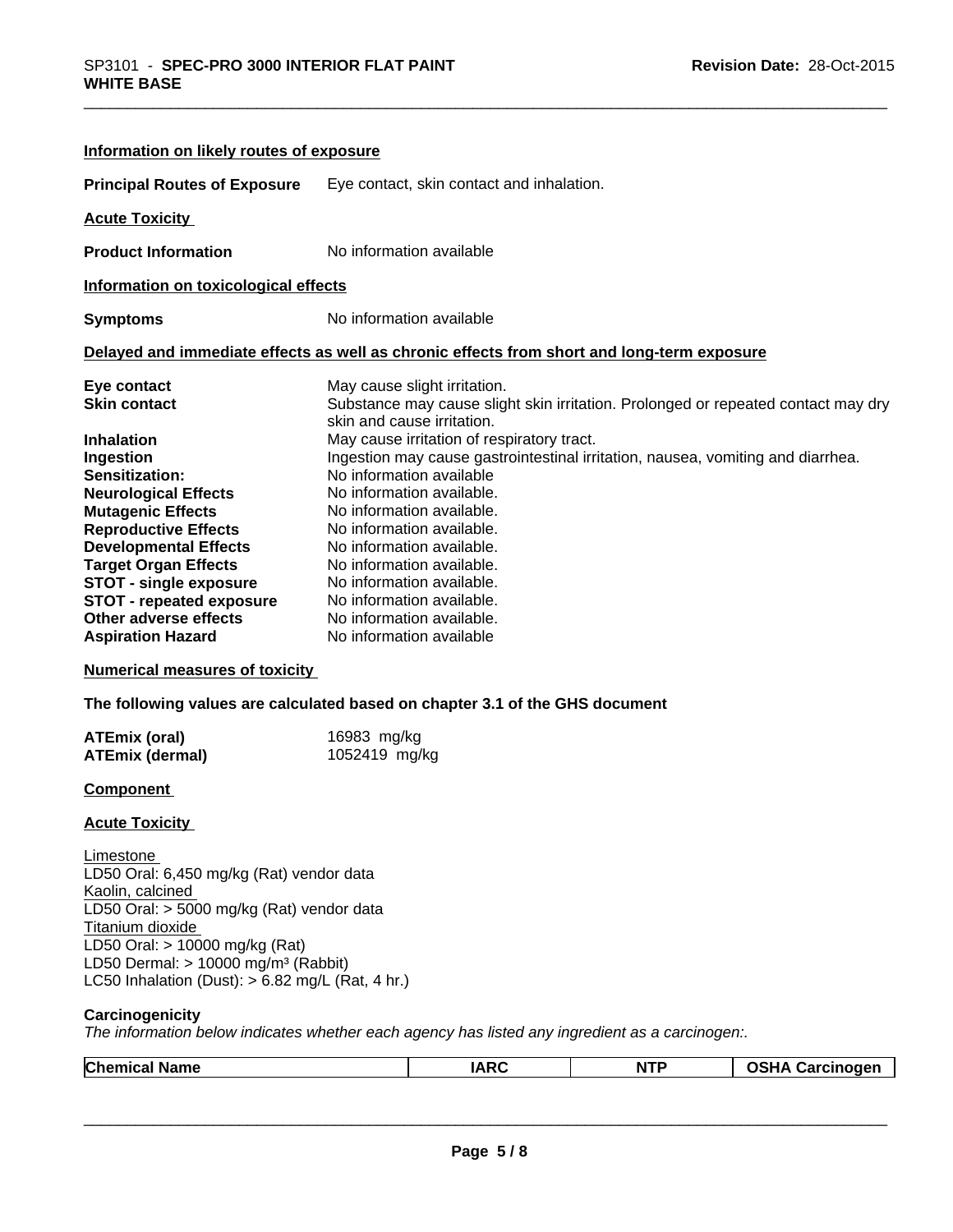**Information on likely routes of exposure**

**Principal Routes of Exposure** Eye contact, skin contact and inhalation.

**Acute Toxicity**

**Product Information** No information available

**Information on toxicological effects**

**Symptoms** No information available

**Delayed and immediate effects as well as chronic effects from short and long-term exposure**

| | |
|---|---|
| **Eye contact** | May cause slight irritation. |
| **Skin contact** | Substance may cause slight skin irritation. Prolonged or repeated contact may dry skin and cause irritation. |
| **Inhalation** | May cause irritation of respiratory tract. |
| **Ingestion** | Ingestion may cause gastrointestinal irritation, nausea, vomiting and diarrhea. |
| **Sensitization:** | No information available |
| **Neurological Effects** | No information available. |
| **Mutagenic Effects** | No information available. |
| **Reproductive Effects** | No information available. |
| **Developmental Effects** | No information available. |
| **Target Organ Effects** | No information available. |
| **STOT - single exposure** | No information available. |
| **STOT - repeated exposure** | No information available. |
| **Other adverse effects** | No information available. |
| **Aspiration Hazard** | No information available |

**Numerical measures of toxicity**

**The following values are calculated based on chapter 3.1 of the GHS document**

| | |
|---|---|
| **ATEmix (oral)** | 16983 mg/kg |
| **ATEmix (dermal)** | 1052419 mg/kg |

**Component**

**Acute Toxicity**

Limestone
LD50 Oral: 6,450 mg/kg (Rat) vendor data
Kaolin, calcined
LD50 Oral: > 5000 mg/kg (Rat) vendor data
Titanium dioxide
LD50 Oral: > 10000 mg/kg (Rat)
LD50 Dermal: > 10000 mg/m³ (Rabbit)
LC50 Inhalation (Dust): > 6.82 mg/L (Rat, 4 hr.)

**Carcinogenicity**

*The information below indicates whether each agency has listed any ingredient as a carcinogen:.*

| Chemical Name | IARC | NTP | OSHA Carcinogen |
|---|---|---|---|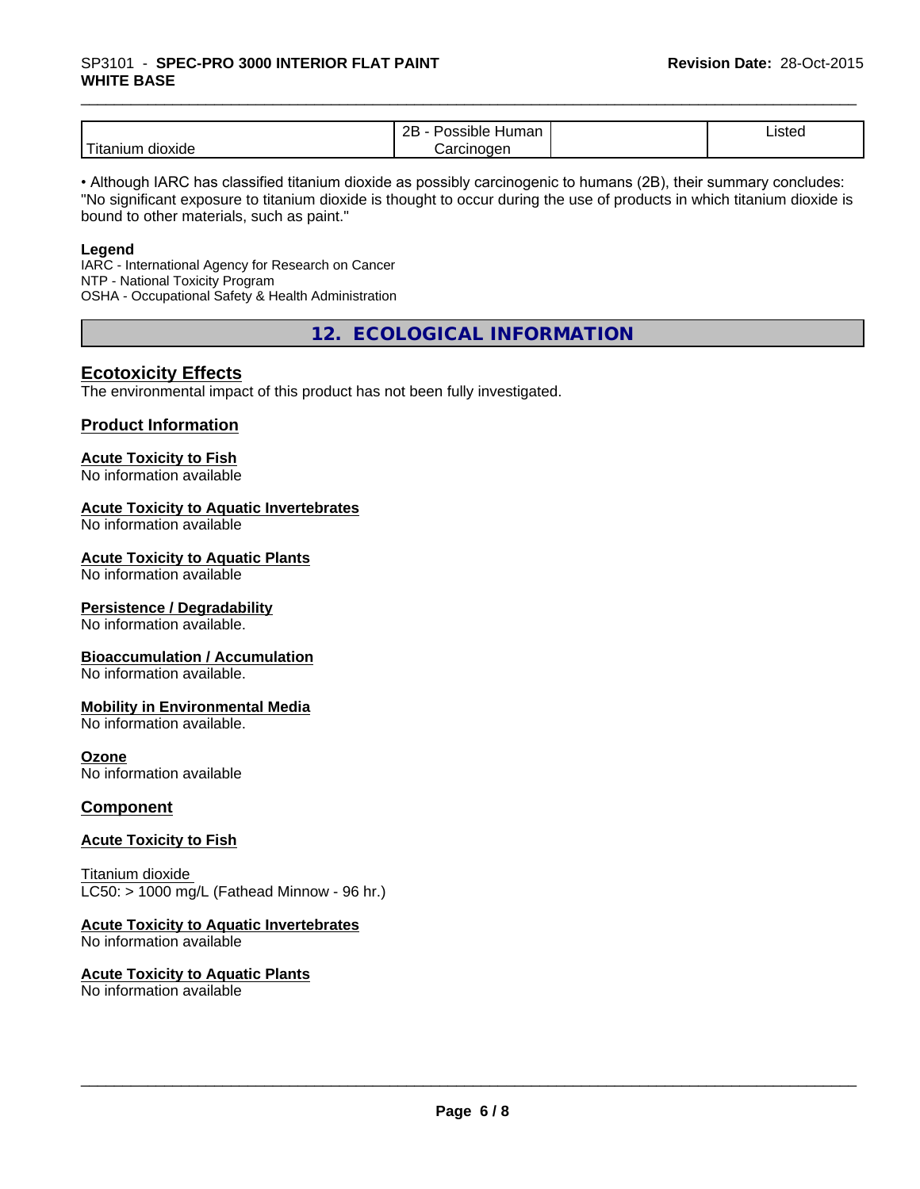| Titanium dioxide | 2B - Possible Human Carcinogen | | Listed |
|---|---|---|---|

• Although IARC has classified titanium dioxide as possibly carcinogenic to humans (2B), their summary concludes: "No significant exposure to titanium dioxide is thought to occur during the use of products in which titanium dioxide is bound to other materials, such as paint."

**Legend**
IARC - International Agency for Research on Cancer
NTP - National Toxicity Program
OSHA - Occupational Safety & Health Administration

## 12. ECOLOGICAL INFORMATION

### Ecotoxicity Effects

The environmental impact of this product has not been fully investigated.

### Product Information

**Acute Toxicity to Fish**
No information available

**Acute Toxicity to Aquatic Invertebrates**
No information available

**Acute Toxicity to Aquatic Plants**
No information available

**Persistence / Degradability**
No information available.

**Bioaccumulation / Accumulation**
No information available.

**Mobility in Environmental Media**
No information available.

**Ozone**
No information available

### Component

**Acute Toxicity to Fish**

Titanium dioxide
LC50: > 1000 mg/L (Fathead Minnow - 96 hr.)

**Acute Toxicity to Aquatic Invertebrates**
No information available

**Acute Toxicity to Aquatic Plants**
No information available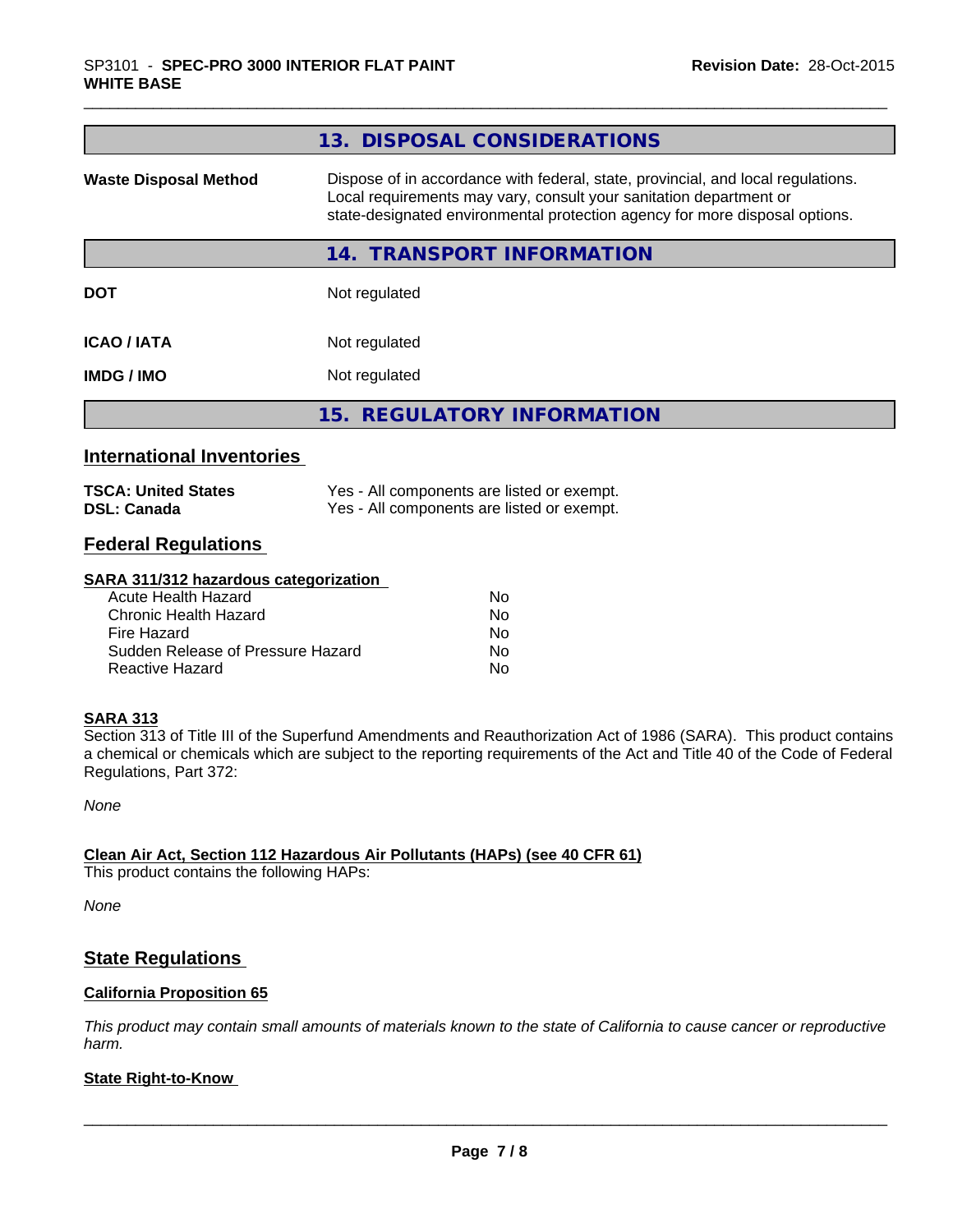## 13. DISPOSAL CONSIDERATIONS

| | |
|---|---|
| **Waste Disposal Method** | Dispose of in accordance with federal, state, provincial, and local regulations. Local requirements may vary, consult your sanitation department or state-designated environmental protection agency for more disposal options. |

## 14. TRANSPORT INFORMATION

| | |
|---|---|
| **DOT** | Not regulated |
| **ICAO / IATA** | Not regulated |
| **IMDG / IMO** | Not regulated |

## 15. REGULATORY INFORMATION

### International Inventories

| | |
|---|---|
| **TSCA: United States** | Yes - All components are listed or exempt. |
| **DSL: Canada** | Yes - All components are listed or exempt. |

### Federal Regulations

**SARA 311/312 hazardous categorization**

| | |
|---|---|
| Acute Health Hazard | No |
| Chronic Health Hazard | No |
| Fire Hazard | No |
| Sudden Release of Pressure Hazard | No |
| Reactive Hazard | No |

**SARA 313**

Section 313 of Title III of the Superfund Amendments and Reauthorization Act of 1986 (SARA). This product contains a chemical or chemicals which are subject to the reporting requirements of the Act and Title 40 of the Code of Federal Regulations, Part 372:

*None*

**Clean Air Act, Section 112 Hazardous Air Pollutants (HAPs) (see 40 CFR 61)**

This product contains the following HAPs:

*None*

### State Regulations

**California Proposition 65**

*This product may contain small amounts of materials known to the state of California to cause cancer or reproductive harm.*

**State Right-to-Know**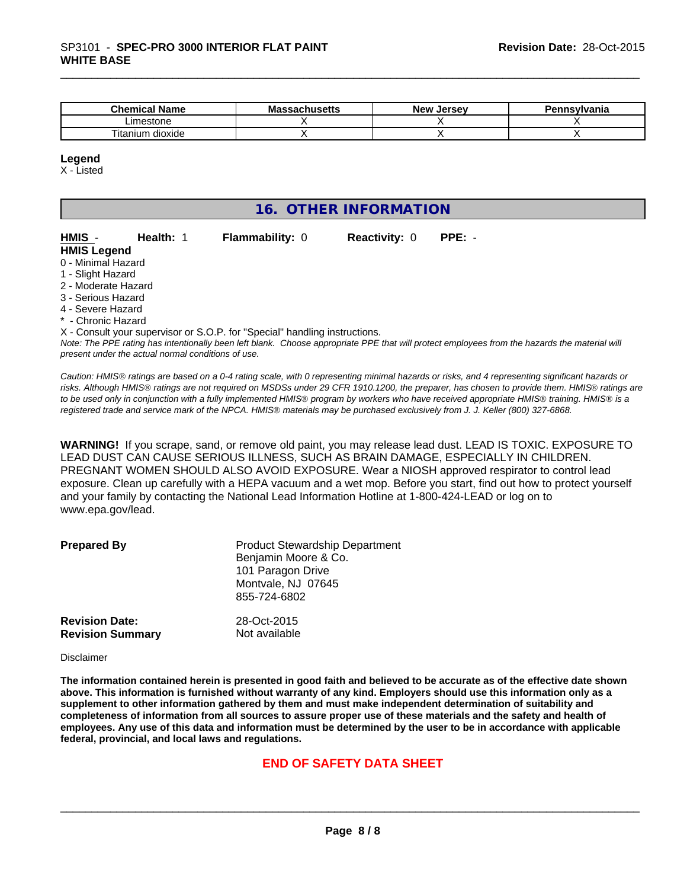| Chemical Name | Massachusetts | New Jersey | Pennsylvania |
| --- | --- | --- | --- |
| Limestone | X | X | X |
| Titanium dioxide | X | X | X |

**Legend**
X - Listed

## 16. OTHER INFORMATION

**HMIS** - **Health:** 1 **Flammability:** 0 **Reactivity:** 0 **PPE:** -

**HMIS Legend**
0 - Minimal Hazard
1 - Slight Hazard
2 - Moderate Hazard
3 - Serious Hazard
4 - Severe Hazard
* - Chronic Hazard
X - Consult your supervisor or S.O.P. for "Special" handling instructions.

*Note: The PPE rating has intentionally been left blank. Choose appropriate PPE that will protect employees from the hazards the material will present under the actual normal conditions of use.*

*Caution: HMIS® ratings are based on a 0-4 rating scale, with 0 representing minimal hazards or risks, and 4 representing significant hazards or risks. Although HMIS® ratings are not required on MSDSs under 29 CFR 1910.1200, the preparer, has chosen to provide them. HMIS® ratings are to be used only in conjunction with a fully implemented HMIS® program by workers who have received appropriate HMIS® training. HMIS® is a registered trade and service mark of the NPCA. HMIS® materials may be purchased exclusively from J. J. Keller (800) 327-6868.*

**WARNING!** If you scrape, sand, or remove old paint, you may release lead dust. LEAD IS TOXIC. EXPOSURE TO LEAD DUST CAN CAUSE SERIOUS ILLNESS, SUCH AS BRAIN DAMAGE, ESPECIALLY IN CHILDREN. PREGNANT WOMEN SHOULD ALSO AVOID EXPOSURE. Wear a NIOSH approved respirator to control lead exposure. Clean up carefully with a HEPA vacuum and a wet mop. Before you start, find out how to protect yourself and your family by contacting the National Lead Information Hotline at 1-800-424-LEAD or log on to www.epa.gov/lead.

**Prepared By**
Product Stewardship Department
Benjamin Moore & Co.
101 Paragon Drive
Montvale, NJ 07645
855-724-6802

**Revision Date:** 28-Oct-2015
**Revision Summary** Not available

Disclaimer

**The information contained herein is presented in good faith and believed to be accurate as of the effective date shown above. This information is furnished without warranty of any kind. Employers should use this information only as a supplement to other information gathered by them and must make independent determination of suitability and completeness of information from all sources to assure proper use of these materials and the safety and health of employees. Any use of this data and information must be determined by the user to be in accordance with applicable federal, provincial, and local laws and regulations.**

**END OF SAFETY DATA SHEET**